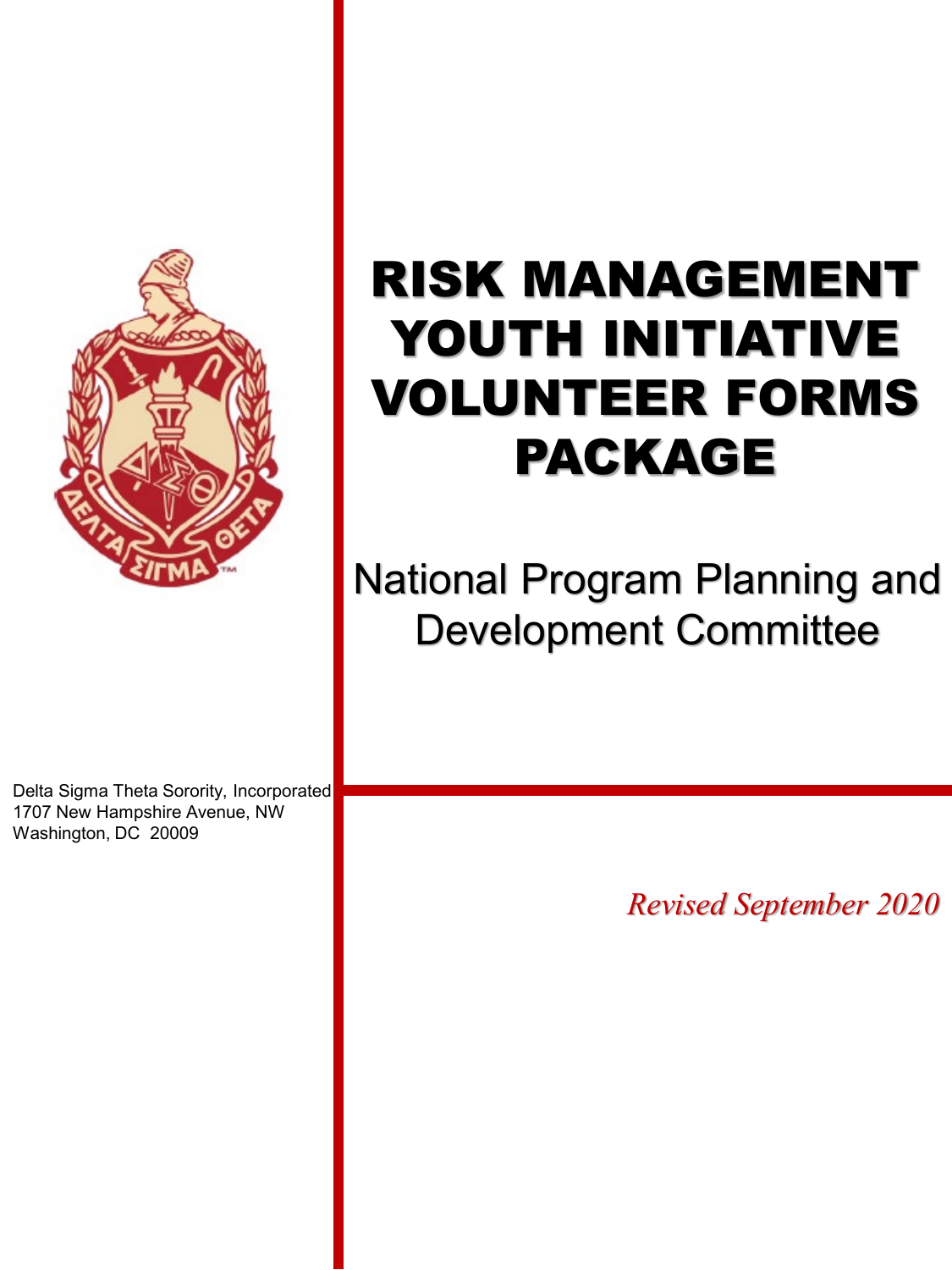# RISK MANAGEMENT YOUTH INITIATIVE VOLUNTEER FORMS PACKAGE

## National Program Planning and Development Committee

Delta Sigma Theta Sorority, Incorporated
1707 New Hampshire Avenue, NW
Washington, DC 20009

*Revised September 2020*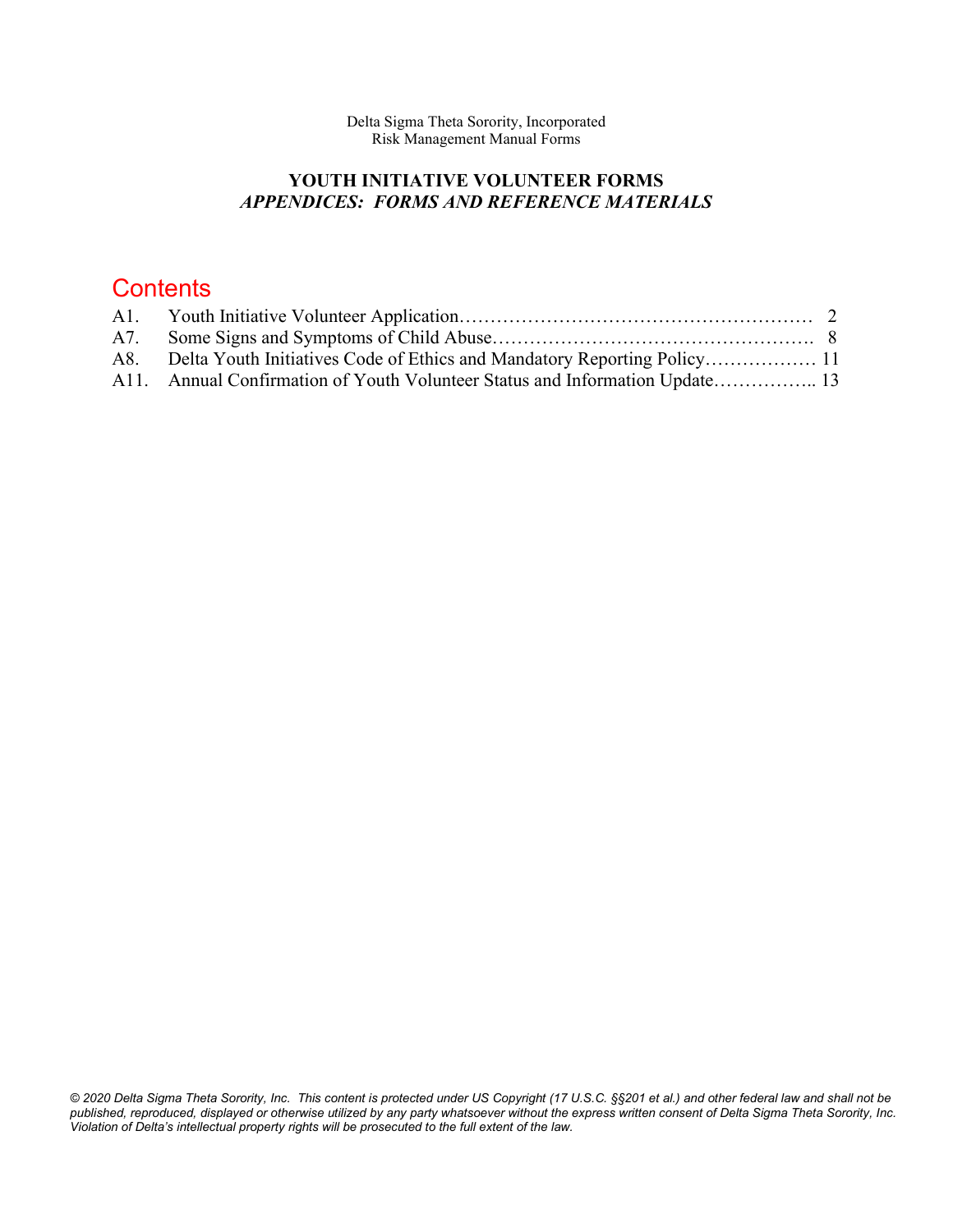Delta Sigma Theta Sorority, Incorporated
Risk Management Manual Forms

**YOUTH INITIATIVE VOLUNTEER FORMS**
***APPENDICES: FORMS AND REFERENCE MATERIALS***

## Contents

| | | |
|---|---|---|
| A1. | Youth Initiative Volunteer Application | 2 |
| A7. | Some Signs and Symptoms of Child Abuse | 8 |
| A8. | Delta Youth Initiatives Code of Ethics and Mandatory Reporting Policy | 11 |
| A11. | Annual Confirmation of Youth Volunteer Status and Information Update | 13 |

*© 2020 Delta Sigma Theta Sorority, Inc. This content is protected under US Copyright (17 U.S.C. §§201 et al.) and other federal law and shall not be published, reproduced, displayed or otherwise utilized by any party whatsoever without the express written consent of Delta Sigma Theta Sorority, Inc. Violation of Delta's intellectual property rights will be prosecuted to the full extent of the law.*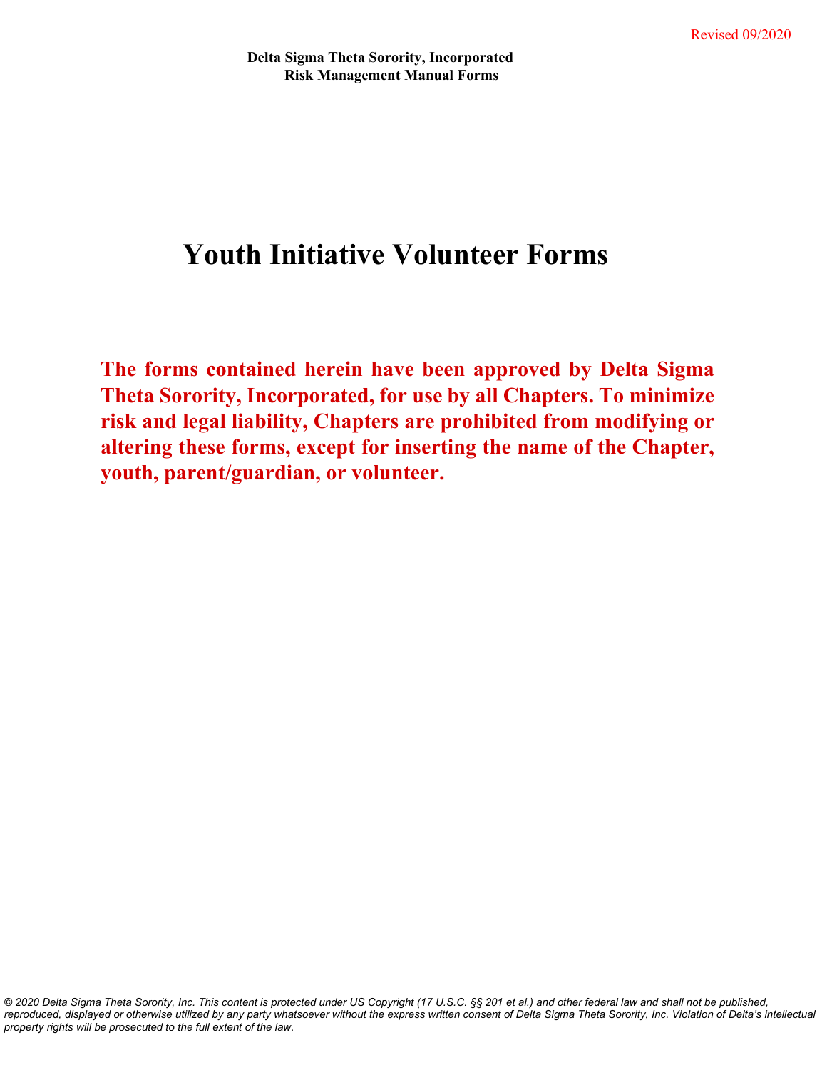Revised 09/2020

**Delta Sigma Theta Sorority, Incorporated**
**Risk Management Manual Forms**

# Youth Initiative Volunteer Forms

**The forms contained herein have been approved by Delta Sigma Theta Sorority, Incorporated, for use by all Chapters. To minimize risk and legal liability, Chapters are prohibited from modifying or altering these forms, except for inserting the name of the Chapter, youth, parent/guardian, or volunteer.**

*© 2020 Delta Sigma Theta Sorority, Inc. This content is protected under US Copyright (17 U.S.C. §§ 201 et al.) and other federal law and shall not be published, reproduced, displayed or otherwise utilized by any party whatsoever without the express written consent of Delta Sigma Theta Sorority, Inc. Violation of Delta's intellectual property rights will be prosecuted to the full extent of the law.*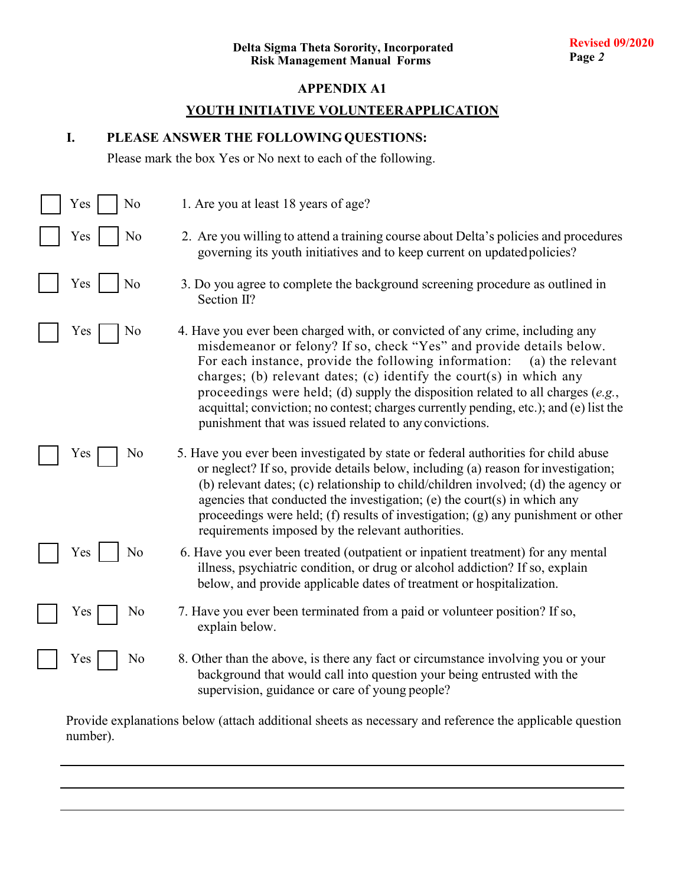## APPENDIX A1

## YOUTH INITIATIVE VOLUNTEER APPLICATION

### I. PLEASE ANSWER THE FOLLOWING QUESTIONS:

Please mark the box Yes or No next to each of the following.

☐ Yes ☐ No 1. Are you at least 18 years of age?

☐ Yes ☐ No 2. Are you willing to attend a training course about Delta's policies and procedures governing its youth initiatives and to keep current on updated policies?

☐ Yes ☐ No 3. Do you agree to complete the background screening procedure as outlined in Section II?

☐ Yes ☐ No 4. Have you ever been charged with, or convicted of any crime, including any misdemeanor or felony? If so, check "Yes" and provide details below. For each instance, provide the following information: (a) the relevant charges; (b) relevant dates; (c) identify the court(s) in which any proceedings were held; (d) supply the disposition related to all charges (*e.g.*, acquittal; conviction; no contest; charges currently pending, etc.); and (e) list the punishment that was issued related to any convictions.

☐ Yes ☐ No 5. Have you ever been investigated by state or federal authorities for child abuse or neglect? If so, provide details below, including (a) reason for investigation; (b) relevant dates; (c) relationship to child/children involved; (d) the agency or agencies that conducted the investigation; (e) the court(s) in which any proceedings were held; (f) results of investigation; (g) any punishment or other requirements imposed by the relevant authorities.

☐ Yes ☐ No 6. Have you ever been treated (outpatient or inpatient treatment) for any mental illness, psychiatric condition, or drug or alcohol addiction? If so, explain below, and provide applicable dates of treatment or hospitalization.

☐ Yes ☐ No 7. Have you ever been terminated from a paid or volunteer position? If so, explain below.

☐ Yes ☐ No 8. Other than the above, is there any fact or circumstance involving you or your background that would call into question your being entrusted with the supervision, guidance or care of young people?

Provide explanations below (attach additional sheets as necessary and reference the applicable question number).

\_\_\_\_\_\_\_\_\_\_\_\_\_\_\_\_\_\_\_\_\_\_\_\_\_\_\_\_\_\_\_\_\_\_\_\_\_\_\_\_\_\_\_\_\_\_\_\_\_\_\_\_\_\_\_\_\_\_\_\_

\_\_\_\_\_\_\_\_\_\_\_\_\_\_\_\_\_\_\_\_\_\_\_\_\_\_\_\_\_\_\_\_\_\_\_\_\_\_\_\_\_\_\_\_\_\_\_\_\_\_\_\_\_\_\_\_\_\_\_\_

\_\_\_\_\_\_\_\_\_\_\_\_\_\_\_\_\_\_\_\_\_\_\_\_\_\_\_\_\_\_\_\_\_\_\_\_\_\_\_\_\_\_\_\_\_\_\_\_\_\_\_\_\_\_\_\_\_\_\_\_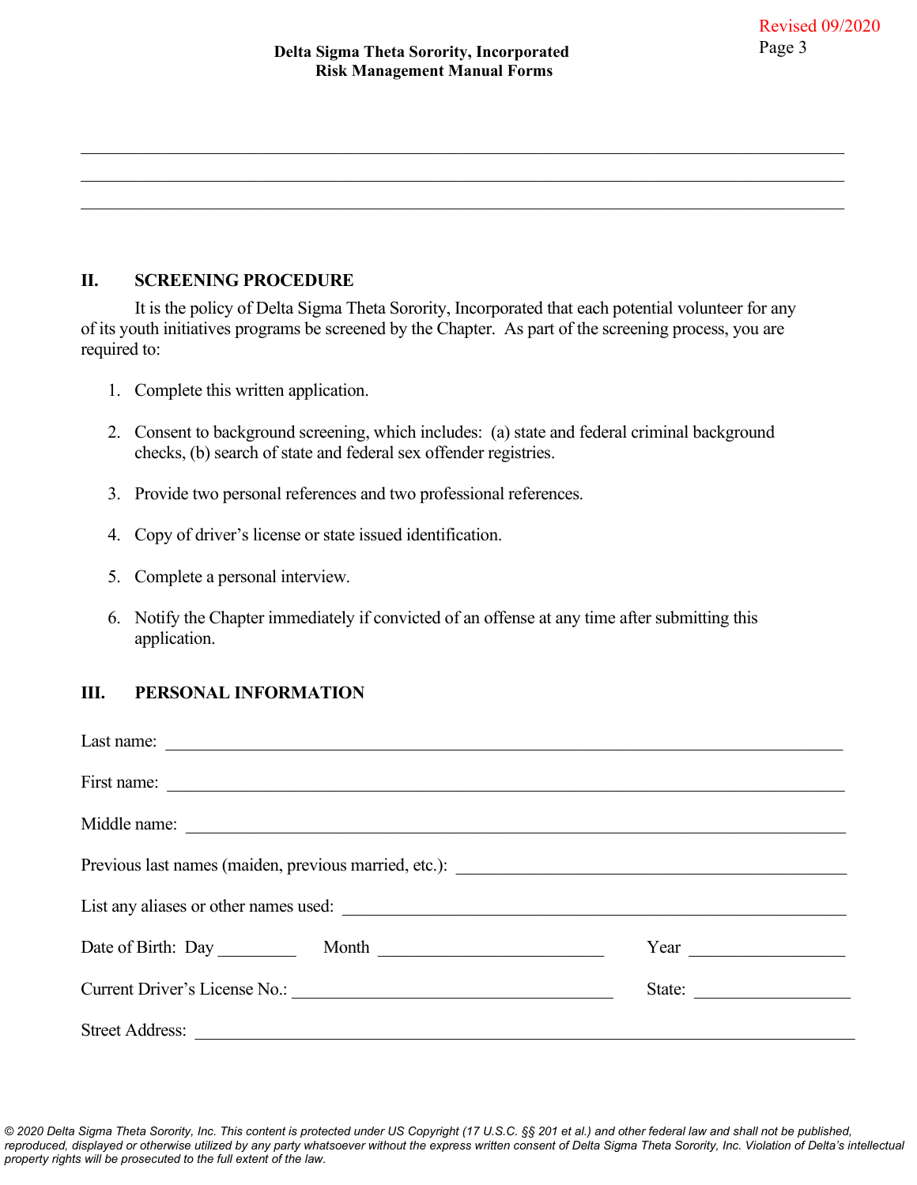\_\_\_\_\_\_\_\_\_\_\_\_\_\_\_\_\_\_\_\_\_\_\_\_\_\_\_\_\_\_\_\_\_\_\_\_\_\_\_\_\_\_\_\_\_\_\_\_\_\_\_\_\_\_\_\_\_\_\_\_\_\_\_\_\_\_\_\_\_\_\_\_\_\_\_\_\_\_\_\_

\_\_\_\_\_\_\_\_\_\_\_\_\_\_\_\_\_\_\_\_\_\_\_\_\_\_\_\_\_\_\_\_\_\_\_\_\_\_\_\_\_\_\_\_\_\_\_\_\_\_\_\_\_\_\_\_\_\_\_\_\_\_\_\_\_\_\_\_\_\_\_\_\_\_\_\_\_\_\_\_

\_\_\_\_\_\_\_\_\_\_\_\_\_\_\_\_\_\_\_\_\_\_\_\_\_\_\_\_\_\_\_\_\_\_\_\_\_\_\_\_\_\_\_\_\_\_\_\_\_\_\_\_\_\_\_\_\_\_\_\_\_\_\_\_\_\_\_\_\_\_\_\_\_\_\_\_\_\_\_\_

## II. SCREENING PROCEDURE

It is the policy of Delta Sigma Theta Sorority, Incorporated that each potential volunteer for any of its youth initiatives programs be screened by the Chapter. As part of the screening process, you are required to:

1. Complete this written application.
2. Consent to background screening, which includes: (a) state and federal criminal background checks, (b) search of state and federal sex offender registries.
3. Provide two personal references and two professional references.
4. Copy of driver's license or state issued identification.
5. Complete a personal interview.
6. Notify the Chapter immediately if convicted of an offense at any time after submitting this application.

## III. PERSONAL INFORMATION

Last name: \_\_\_\_\_\_\_\_\_\_\_\_\_\_\_\_\_\_\_\_\_\_\_\_\_\_\_\_\_\_\_\_\_\_\_\_\_\_\_\_\_\_\_\_\_\_\_\_\_\_\_\_\_\_\_\_\_\_\_\_\_\_\_\_\_\_

First name: \_\_\_\_\_\_\_\_\_\_\_\_\_\_\_\_\_\_\_\_\_\_\_\_\_\_\_\_\_\_\_\_\_\_\_\_\_\_\_\_\_\_\_\_\_\_\_\_\_\_\_\_\_\_\_\_\_\_\_\_\_\_\_\_\_\_

Middle name: \_\_\_\_\_\_\_\_\_\_\_\_\_\_\_\_\_\_\_\_\_\_\_\_\_\_\_\_\_\_\_\_\_\_\_\_\_\_\_\_\_\_\_\_\_\_\_\_\_\_\_\_\_\_\_\_\_\_\_\_\_\_\_\_

Previous last names (maiden, previous married, etc.): \_\_\_\_\_\_\_\_\_\_\_\_\_\_\_\_\_\_\_\_\_\_\_\_\_\_\_\_\_\_\_\_\_\_\_\_

List any aliases or other names used: \_\_\_\_\_\_\_\_\_\_\_\_\_\_\_\_\_\_\_\_\_\_\_\_\_\_\_\_\_\_\_\_\_\_\_\_\_\_\_\_\_\_\_\_\_\_\_\_

Date of Birth: Day \_\_\_\_\_\_\_\_ Month \_\_\_\_\_\_\_\_\_\_\_\_\_\_\_\_\_\_\_\_\_\_\_ Year \_\_\_\_\_\_\_\_\_\_\_\_\_\_\_\_

Current Driver's License No.: \_\_\_\_\_\_\_\_\_\_\_\_\_\_\_\_\_\_\_\_\_\_\_\_\_\_\_\_\_\_\_\_\_\_ State: \_\_\_\_\_\_\_\_\_\_\_\_\_\_\_\_

Street Address: \_\_\_\_\_\_\_\_\_\_\_\_\_\_\_\_\_\_\_\_\_\_\_\_\_\_\_\_\_\_\_\_\_\_\_\_\_\_\_\_\_\_\_\_\_\_\_\_\_\_\_\_\_\_\_\_\_\_\_\_\_\_\_\_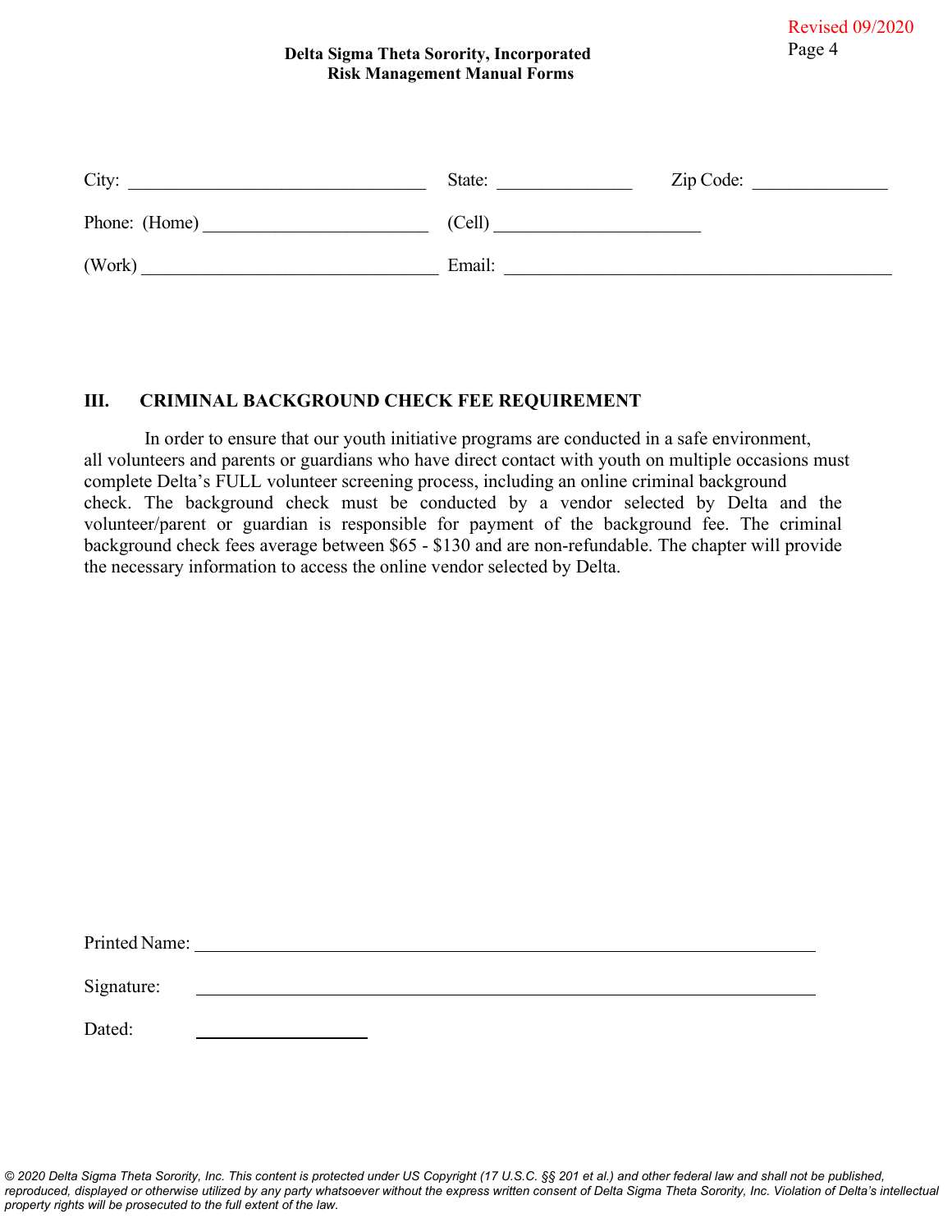City: ________________________________ State: ______________ Zip Code: ______________

Phone: (Home) ________________________ (Cell) ______________________

(Work) ________________________________ Email: __________________________________________

## III. CRIMINAL BACKGROUND CHECK FEE REQUIREMENT

In order to ensure that our youth initiative programs are conducted in a safe environment, all volunteers and parents or guardians who have direct contact with youth on multiple occasions must complete Delta's FULL volunteer screening process, including an online criminal background check. The background check must be conducted by a vendor selected by Delta and the volunteer/parent or guardian is responsible for payment of the background fee. The criminal background check fees average between $65 - $130 and are non-refundable. The chapter will provide the necessary information to access the online vendor selected by Delta.

Printed Name: ____________________________________________________________________

Signature: ____________________________________________________________________

Dated: ____________________

*© 2020 Delta Sigma Theta Sorority, Inc. This content is protected under US Copyright (17 U.S.C. §§ 201 et al.) and other federal law and shall not be published, reproduced, displayed or otherwise utilized by any party whatsoever without the express written consent of Delta Sigma Theta Sorority, Inc. Violation of Delta's intellectual property rights will be prosecuted to the full extent of the law.*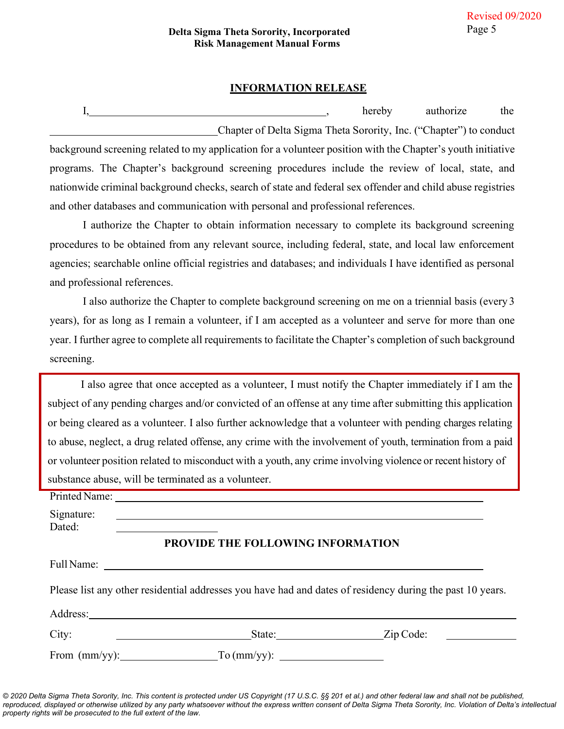## INFORMATION RELEASE

I, ____________________________________________, hereby authorize the ______________________________ Chapter of Delta Sigma Theta Sorority, Inc. ("Chapter") to conduct background screening related to my application for a volunteer position with the Chapter's youth initiative programs. The Chapter's background screening procedures include the review of local, state, and nationwide criminal background checks, search of state and federal sex offender and child abuse registries and other databases and communication with personal and professional references.

I authorize the Chapter to obtain information necessary to complete its background screening procedures to be obtained from any relevant source, including federal, state, and local law enforcement agencies; searchable online official registries and databases; and individuals I have identified as personal and professional references.

I also authorize the Chapter to complete background screening on me on a triennial basis (every 3 years), for as long as I remain a volunteer, if I am accepted as a volunteer and serve for more than one year. I further agree to complete all requirements to facilitate the Chapter's completion of such background screening.

I also agree that once accepted as a volunteer, I must notify the Chapter immediately if I am the subject of any pending charges and/or convicted of an offense at any time after submitting this application or being cleared as a volunteer. I also further acknowledge that a volunteer with pending charges relating to abuse, neglect, a drug related offense, any crime with the involvement of youth, termination from a paid or volunteer position related to misconduct with a youth, any crime involving violence or recent history of substance abuse, will be terminated as a volunteer.

Printed Name: ______________________________________________

Signature: ______________________________________________

Dated: ____________________

### PROVIDE THE FOLLOWING INFORMATION

Full Name: ______________________________________________

Please list any other residential addresses you have had and dates of residency during the past 10 years.

Address: ______________________________________________

City: ____________________ State: ____________________ Zip Code: ____________

From (mm/yy): ____________________ To (mm/yy): ____________________

*© 2020 Delta Sigma Theta Sorority, Inc. This content is protected under US Copyright (17 U.S.C. §§ 201 et al.) and other federal law and shall not be published, reproduced, displayed or otherwise utilized by any party whatsoever without the express written consent of Delta Sigma Theta Sorority, Inc. Violation of Delta's intellectual property rights will be prosecuted to the full extent of the law.*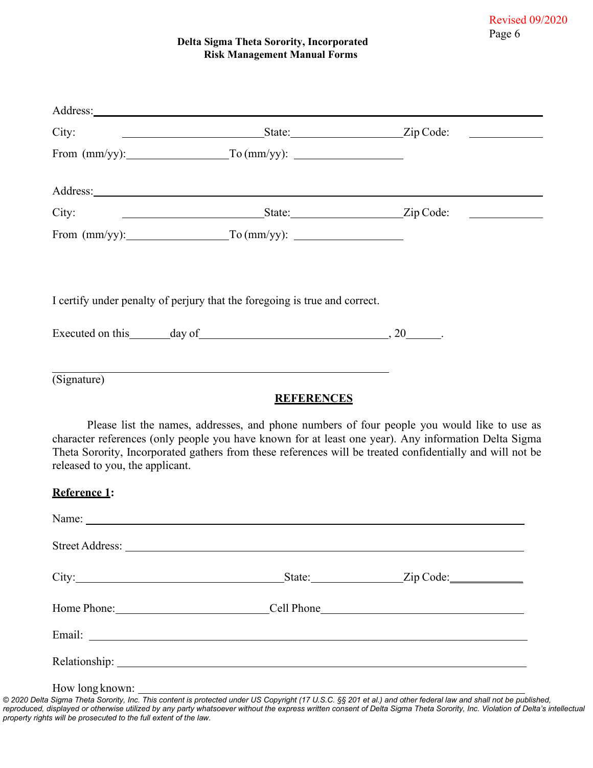Address: ____________________________________________

City: ____________________ State: ________________ Zip Code: __________

From (mm/yy): ______________ To (mm/yy): ______________

Address: ____________________________________________

City: ____________________ State: ________________ Zip Code: __________

From (mm/yy): ______________ To (mm/yy): ______________

I certify under penalty of perjury that the foregoing is true and correct.

Executed on this______day of____________________________, 20_____.

______________________________________________

(Signature)

## REFERENCES

Please list the names, addresses, and phone numbers of four people you would like to use as character references (only people you have known for at least one year). Any information Delta Sigma Theta Sorority, Incorporated gathers from these references will be treated confidentially and will not be released to you, the applicant.

**Reference 1:**

Name: ____________________________________________

Street Address: ____________________________________________

City: ____________________________ State: ______________ Zip Code: __________

Home Phone: ____________________ Cell Phone ____________________________

Email: ____________________________________________

Relationship: ____________________________________________

How long known: ____________________________________________

*© 2020 Delta Sigma Theta Sorority, Inc. This content is protected under US Copyright (17 U.S.C. §§ 201 et al.) and other federal law and shall not be published, reproduced, displayed or otherwise utilized by any party whatsoever without the express written consent of Delta Sigma Theta Sorority, Inc. Violation of Delta's intellectual property rights will be prosecuted to the full extent of the law.*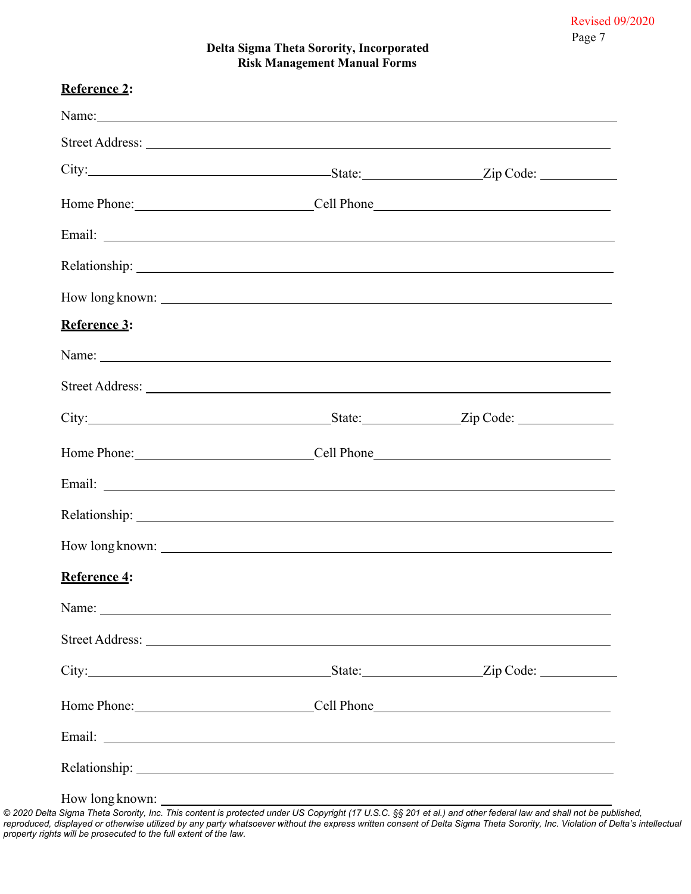**Reference 2:**

Name: ______________________________________________

Street Address: ______________________________________________

City: ____________________ State: ____________ Zip Code: __________

Home Phone: ____________________ Cell Phone ____________________

Email: ______________________________________________

Relationship: ______________________________________________

How long known: ______________________________________________

**Reference 3:**

Name: ______________________________________________

Street Address: ______________________________________________

City: ____________________ State: ____________ Zip Code: __________

Home Phone: ____________________ Cell Phone ____________________

Email: ______________________________________________

Relationship: ______________________________________________

How long known: ______________________________________________

**Reference 4:**

Name: ______________________________________________

Street Address: ______________________________________________

City: ____________________ State: ____________ Zip Code: __________

Home Phone: ____________________ Cell Phone ____________________

Email: ______________________________________________

Relationship: ______________________________________________

How long known: ______________________________________________

*© 2020 Delta Sigma Theta Sorority, Inc. This content is protected under US Copyright (17 U.S.C. §§ 201 et al.) and other federal law and shall not be published, reproduced, displayed or otherwise utilized by any party whatsoever without the express written consent of Delta Sigma Theta Sorority, Inc. Violation of Delta's intellectual property rights will be prosecuted to the full extent of the law.*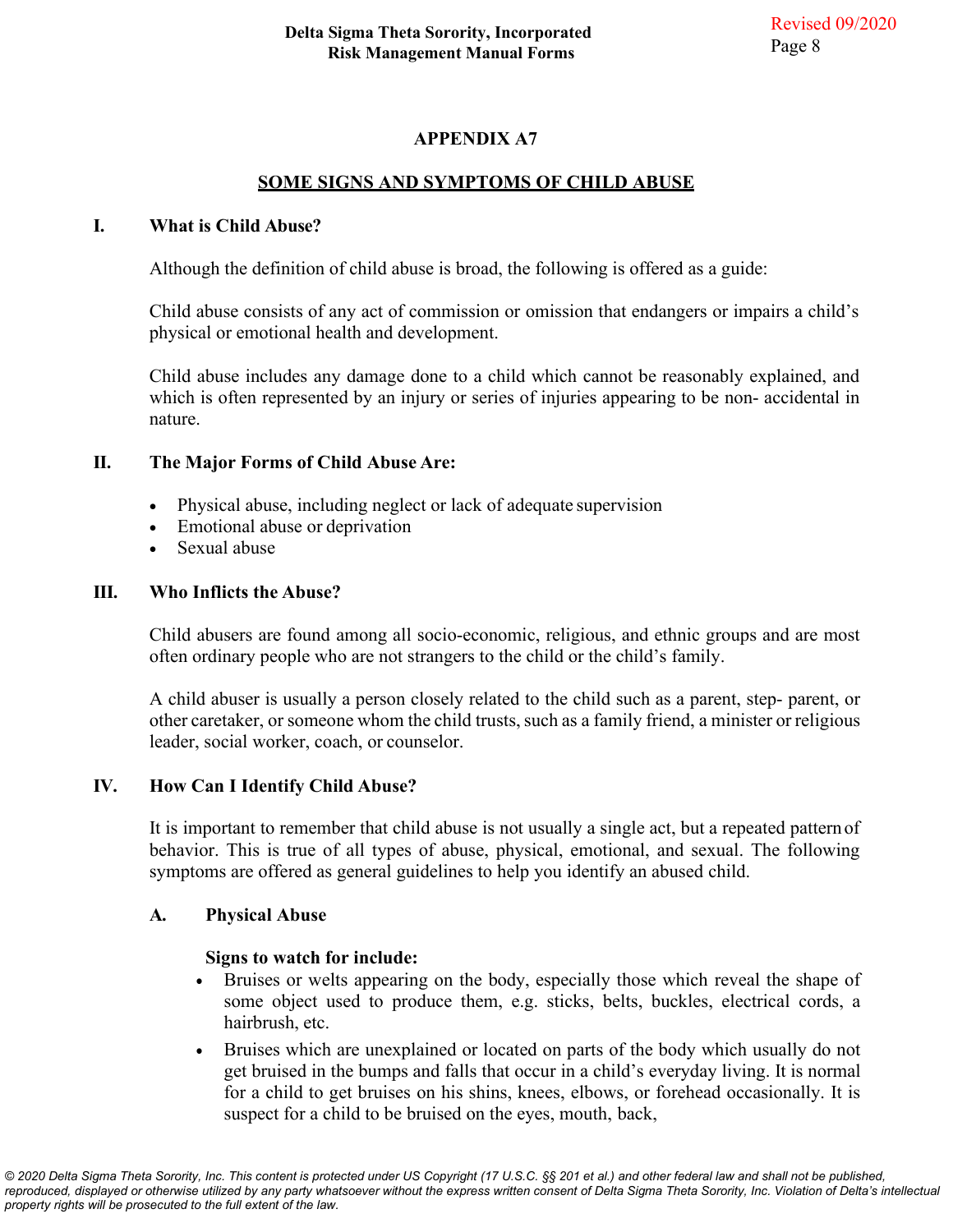## APPENDIX A7

## SOME SIGNS AND SYMPTOMS OF CHILD ABUSE

### I. What is Child Abuse?

Although the definition of child abuse is broad, the following is offered as a guide:

Child abuse consists of any act of commission or omission that endangers or impairs a child's physical or emotional health and development.

Child abuse includes any damage done to a child which cannot be reasonably explained, and which is often represented by an injury or series of injuries appearing to be non- accidental in nature.

### II. The Major Forms of Child Abuse Are:

- Physical abuse, including neglect or lack of adequate supervision
- Emotional abuse or deprivation
- Sexual abuse

### III. Who Inflicts the Abuse?

Child abusers are found among all socio-economic, religious, and ethnic groups and are most often ordinary people who are not strangers to the child or the child's family.

A child abuser is usually a person closely related to the child such as a parent, step- parent, or other caretaker, or someone whom the child trusts, such as a family friend, a minister or religious leader, social worker, coach, or counselor.

### IV. How Can I Identify Child Abuse?

It is important to remember that child abuse is not usually a single act, but a repeated pattern of behavior. This is true of all types of abuse, physical, emotional, and sexual. The following symptoms are offered as general guidelines to help you identify an abused child.

#### A. Physical Abuse

**Signs to watch for include:**

- Bruises or welts appearing on the body, especially those which reveal the shape of some object used to produce them, e.g. sticks, belts, buckles, electrical cords, a hairbrush, etc.
- Bruises which are unexplained or located on parts of the body which usually do not get bruised in the bumps and falls that occur in a child's everyday living. It is normal for a child to get bruises on his shins, knees, elbows, or forehead occasionally. It is suspect for a child to be bruised on the eyes, mouth, back,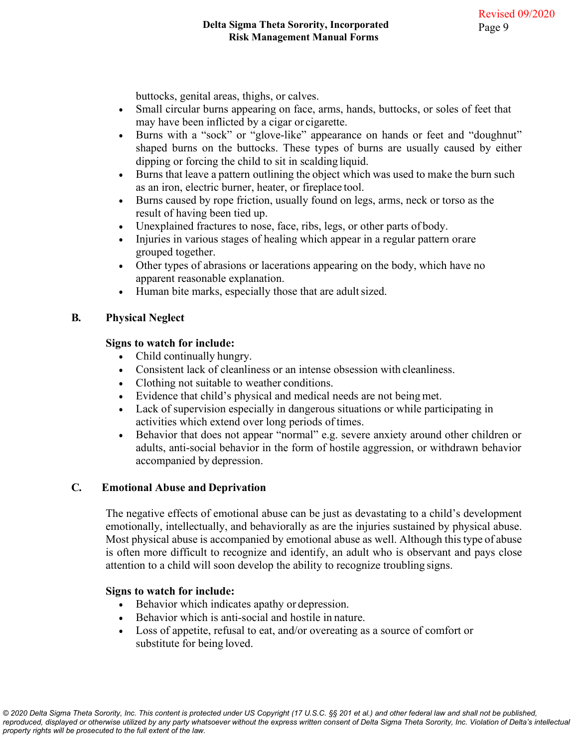buttocks, genital areas, thighs, or calves.

- Small circular burns appearing on face, arms, hands, buttocks, or soles of feet that may have been inflicted by a cigar or cigarette.
- Burns with a "sock" or "glove-like" appearance on hands or feet and "doughnut" shaped burns on the buttocks. These types of burns are usually caused by either dipping or forcing the child to sit in scalding liquid.
- Burns that leave a pattern outlining the object which was used to make the burn such as an iron, electric burner, heater, or fireplace tool.
- Burns caused by rope friction, usually found on legs, arms, neck or torso as the result of having been tied up.
- Unexplained fractures to nose, face, ribs, legs, or other parts of body.
- Injuries in various stages of healing which appear in a regular pattern orare grouped together.
- Other types of abrasions or lacerations appearing on the body, which have no apparent reasonable explanation.
- Human bite marks, especially those that are adult sized.

**B. Physical Neglect**

**Signs to watch for include:**

- Child continually hungry.
- Consistent lack of cleanliness or an intense obsession with cleanliness.
- Clothing not suitable to weather conditions.
- Evidence that child's physical and medical needs are not being met.
- Lack of supervision especially in dangerous situations or while participating in activities which extend over long periods of times.
- Behavior that does not appear "normal" e.g. severe anxiety around other children or adults, anti-social behavior in the form of hostile aggression, or withdrawn behavior accompanied by depression.

**C. Emotional Abuse and Deprivation**

The negative effects of emotional abuse can be just as devastating to a child's development emotionally, intellectually, and behaviorally as are the injuries sustained by physical abuse. Most physical abuse is accompanied by emotional abuse as well. Although this type of abuse is often more difficult to recognize and identify, an adult who is observant and pays close attention to a child will soon develop the ability to recognize troubling signs.

**Signs to watch for include:**

- Behavior which indicates apathy or depression.
- Behavior which is anti-social and hostile in nature.
- Loss of appetite, refusal to eat, and/or overeating as a source of comfort or substitute for being loved.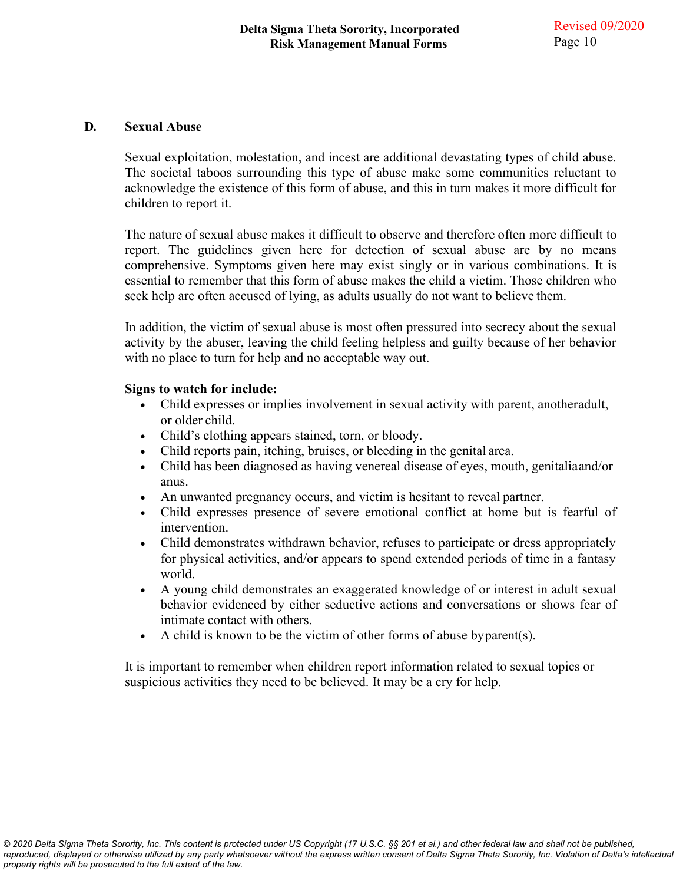## D. Sexual Abuse

Sexual exploitation, molestation, and incest are additional devastating types of child abuse. The societal taboos surrounding this type of abuse make some communities reluctant to acknowledge the existence of this form of abuse, and this in turn makes it more difficult for children to report it.

The nature of sexual abuse makes it difficult to observe and therefore often more difficult to report. The guidelines given here for detection of sexual abuse are by no means comprehensive. Symptoms given here may exist singly or in various combinations. It is essential to remember that this form of abuse makes the child a victim. Those children who seek help are often accused of lying, as adults usually do not want to believe them.

In addition, the victim of sexual abuse is most often pressured into secrecy about the sexual activity by the abuser, leaving the child feeling helpless and guilty because of her behavior with no place to turn for help and no acceptable way out.

**Signs to watch for include:**

- Child expresses or implies involvement in sexual activity with parent, anotheradult, or older child.
- Child's clothing appears stained, torn, or bloody.
- Child reports pain, itching, bruises, or bleeding in the genital area.
- Child has been diagnosed as having venereal disease of eyes, mouth, genitaliaand/or anus.
- An unwanted pregnancy occurs, and victim is hesitant to reveal partner.
- Child expresses presence of severe emotional conflict at home but is fearful of intervention.
- Child demonstrates withdrawn behavior, refuses to participate or dress appropriately for physical activities, and/or appears to spend extended periods of time in a fantasy world.
- A young child demonstrates an exaggerated knowledge of or interest in adult sexual behavior evidenced by either seductive actions and conversations or shows fear of intimate contact with others.
- A child is known to be the victim of other forms of abuse byparent(s).

It is important to remember when children report information related to sexual topics or suspicious activities they need to be believed. It may be a cry for help.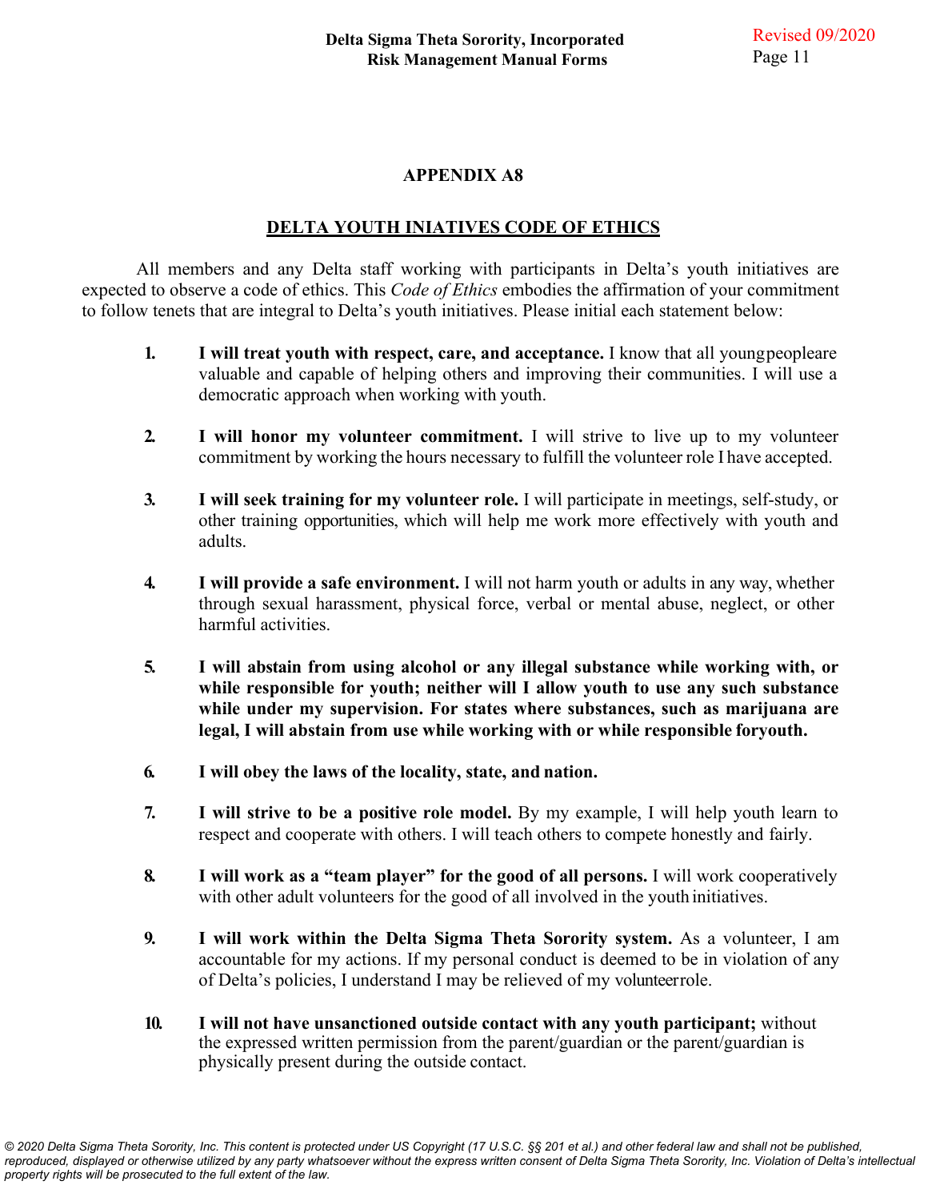## APPENDIX A8

## DELTA YOUTH INIATIVES CODE OF ETHICS

All members and any Delta staff working with participants in Delta's youth initiatives are expected to observe a code of ethics. This *Code of Ethics* embodies the affirmation of your commitment to follow tenets that are integral to Delta's youth initiatives. Please initial each statement below:

1. **I will treat youth with respect, care, and acceptance.** I know that all young people are valuable and capable of helping others and improving their communities. I will use a democratic approach when working with youth.

2. **I will honor my volunteer commitment.** I will strive to live up to my volunteer commitment by working the hours necessary to fulfill the volunteer role I have accepted.

3. **I will seek training for my volunteer role.** I will participate in meetings, self-study, or other training opportunities, which will help me work more effectively with youth and adults.

4. **I will provide a safe environment.** I will not harm youth or adults in any way, whether through sexual harassment, physical force, verbal or mental abuse, neglect, or other harmful activities.

5. **I will abstain from using alcohol or any illegal substance while working with, or while responsible for youth; neither will I allow youth to use any such substance while under my supervision. For states where substances, such as marijuana are legal, I will abstain from use while working with or while responsible for youth.**

6. **I will obey the laws of the locality, state, and nation.**

7. **I will strive to be a positive role model.** By my example, I will help youth learn to respect and cooperate with others. I will teach others to compete honestly and fairly.

8. **I will work as a "team player" for the good of all persons.** I will work cooperatively with other adult volunteers for the good of all involved in the youth initiatives.

9. **I will work within the Delta Sigma Theta Sorority system.** As a volunteer, I am accountable for my actions. If my personal conduct is deemed to be in violation of any of Delta's policies, I understand I may be relieved of my volunteer role.

10. **I will not have unsanctioned outside contact with any youth participant;** without the expressed written permission from the parent/guardian or the parent/guardian is physically present during the outside contact.

*© 2020 Delta Sigma Theta Sorority, Inc. This content is protected under US Copyright (17 U.S.C. §§ 201 et al.) and other federal law and shall not be published, reproduced, displayed or otherwise utilized by any party whatsoever without the express written consent of Delta Sigma Theta Sorority, Inc. Violation of Delta's intellectual property rights will be prosecuted to the full extent of the law.*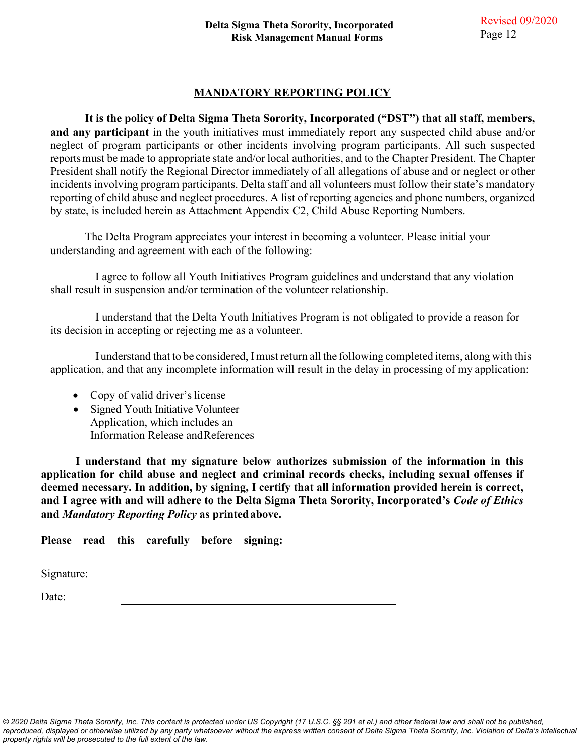## MANDATORY REPORTING POLICY

**It is the policy of Delta Sigma Theta Sorority, Incorporated ("DST") that all staff, members, and any participant** in the youth initiatives must immediately report any suspected child abuse and/or neglect of program participants or other incidents involving program participants. All such suspected reports must be made to appropriate state and/or local authorities, and to the Chapter President. The Chapter President shall notify the Regional Director immediately of all allegations of abuse and or neglect or other incidents involving program participants. Delta staff and all volunteers must follow their state's mandatory reporting of child abuse and neglect procedures. A list of reporting agencies and phone numbers, organized by state, is included herein as Attachment Appendix C2, Child Abuse Reporting Numbers.

The Delta Program appreciates your interest in becoming a volunteer. Please initial your understanding and agreement with each of the following:

I agree to follow all Youth Initiatives Program guidelines and understand that any violation shall result in suspension and/or termination of the volunteer relationship.

I understand that the Delta Youth Initiatives Program is not obligated to provide a reason for its decision in accepting or rejecting me as a volunteer.

I understand that to be considered, I must return all the following completed items, along with this application, and that any incomplete information will result in the delay in processing of my application:

- Copy of valid driver's license
- Signed Youth Initiative Volunteer Application, which includes an Information Release and References

**I understand that my signature below authorizes submission of the information in this application for child abuse and neglect and criminal records checks, including sexual offenses if deemed necessary. In addition, by signing, I certify that all information provided herein is correct, and I agree with and will adhere to the Delta Sigma Theta Sorority, Incorporated's *Code of Ethics* and *Mandatory Reporting Policy* as printed above.**

**Please read this carefully before signing:**

Signature: ______________________________

Date: ______________________________

*© 2020 Delta Sigma Theta Sorority, Inc. This content is protected under US Copyright (17 U.S.C. §§ 201 et al.) and other federal law and shall not be published, reproduced, displayed or otherwise utilized by any party whatsoever without the express written consent of Delta Sigma Theta Sorority, Inc. Violation of Delta's intellectual property rights will be prosecuted to the full extent of the law.*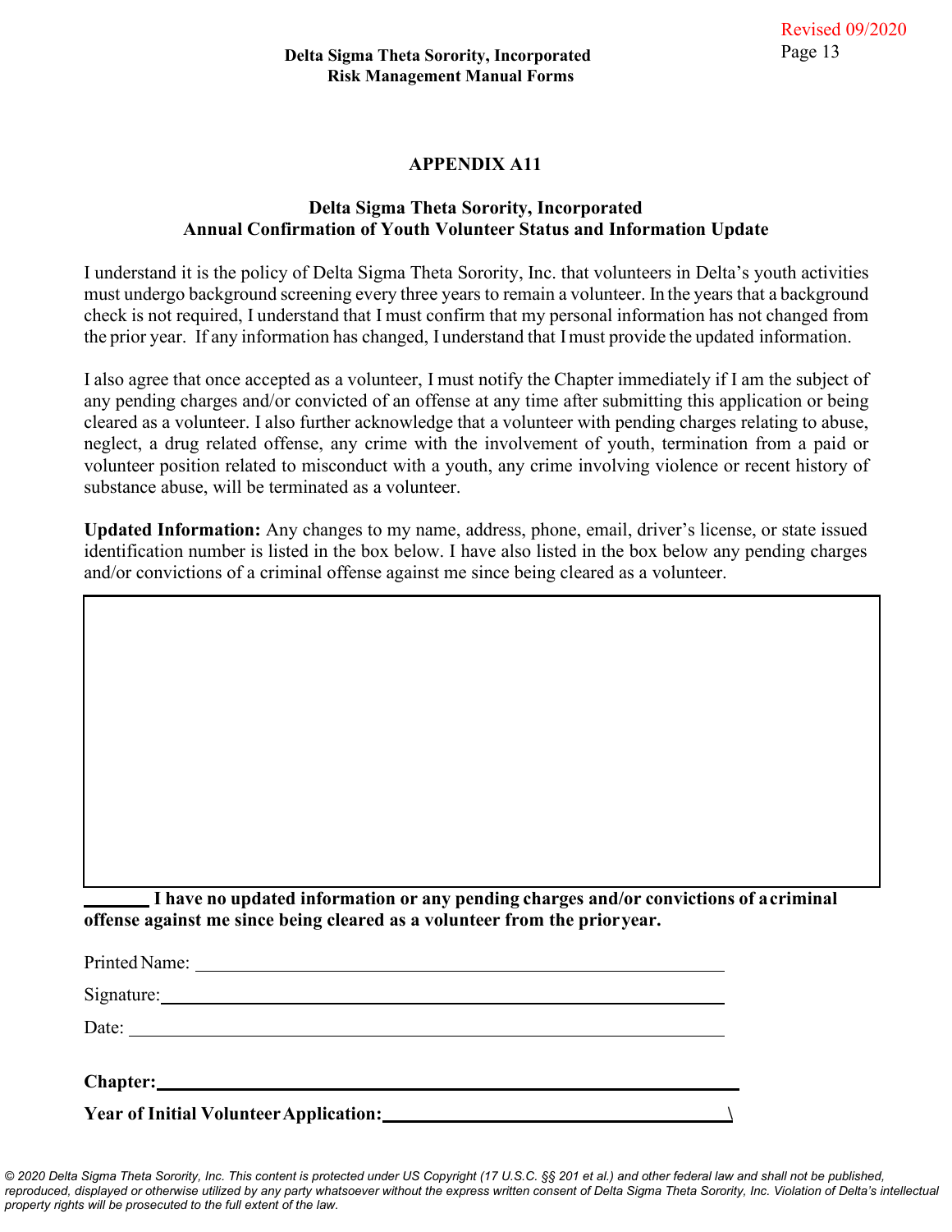## APPENDIX A11

### Delta Sigma Theta Sorority, Incorporated
### Annual Confirmation of Youth Volunteer Status and Information Update

I understand it is the policy of Delta Sigma Theta Sorority, Inc. that volunteers in Delta's youth activities must undergo background screening every three years to remain a volunteer. In the years that a background check is not required, I understand that I must confirm that my personal information has not changed from the prior year. If any information has changed, I understand that I must provide the updated information.

I also agree that once accepted as a volunteer, I must notify the Chapter immediately if I am the subject of any pending charges and/or convicted of an offense at any time after submitting this application or being cleared as a volunteer. I also further acknowledge that a volunteer with pending charges relating to abuse, neglect, a drug related offense, any crime with the involvement of youth, termination from a paid or volunteer position related to misconduct with a youth, any crime involving violence or recent history of substance abuse, will be terminated as a volunteer.

**Updated Information:** Any changes to my name, address, phone, email, driver's license, or state issued identification number is listed in the box below. I have also listed in the box below any pending charges and/or convictions of a criminal offense against me since being cleared as a volunteer.

| |
|---|
| |

_______ **I have no updated information or any pending charges and/or convictions of a criminal offense against me since being cleared as a volunteer from the prior year.**

Printed Name: ____________________________________________

Signature: ____________________________________________

Date: ____________________________________________

**Chapter:** ____________________________________________

**Year of Initial Volunteer Application:** ______________________________

*© 2020 Delta Sigma Theta Sorority, Inc. This content is protected under US Copyright (17 U.S.C. §§ 201 et al.) and other federal law and shall not be published, reproduced, displayed or otherwise utilized by any party whatsoever without the express written consent of Delta Sigma Theta Sorority, Inc. Violation of Delta's intellectual property rights will be prosecuted to the full extent of the law.*